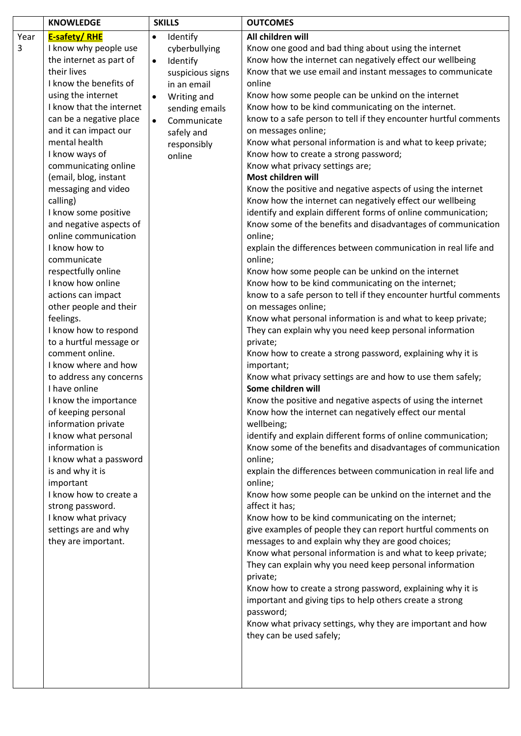| | KNOWLEDGE | SKILLS | OUTCOMES |
|---|---|---|---|
| Year 3 | **E-safety/ RHE**<br>I know why people use the internet as part of their lives<br>I know the benefits of using the internet<br>I know that the internet can be a negative place and it can impact our mental health<br>I know ways of communicating online (email, blog, instant messaging and video calling)<br>I know some positive and negative aspects of online communication<br>I know how to communicate respectfully online<br>I know how online actions can impact other people and their feelings.<br>I know how to respond to a hurtful message or comment online.<br>I know where and how to address any concerns I have online<br>I know the importance of keeping personal information private<br>I know what personal information is<br>I know what a password is and why it is important<br>I know how to create a strong password.<br>I know what privacy settings are and why they are important. | • Identify cyberbullying<br>• Identify suspicious signs in an email<br>• Writing and sending emails<br>• Communicate safely and responsibly online | **All children will**<br>Know one good and bad thing about using the internet<br>Know how the internet can negatively effect our wellbeing<br>Know that we use email and instant messages to communicate online<br>Know how some people can be unkind on the internet<br>Know how to be kind communicating on the internet.<br>know to a safe person to tell if they encounter hurtful comments on messages online;<br>Know what personal information is and what to keep private;<br>Know how to create a strong password;<br>Know what privacy settings are;<br>**Most children will**<br>Know the positive and negative aspects of using the internet<br>Know how the internet can negatively effect our wellbeing<br>identify and explain different forms of online communication;<br>Know some of the benefits and disadvantages of communication online;<br>explain the differences between communication in real life and online;<br>Know how some people can be unkind on the internet<br>Know how to be kind communicating on the internet;<br>know to a safe person to tell if they encounter hurtful comments on messages online;<br>Know what personal information is and what to keep private;<br>They can explain why you need keep personal information private;<br>Know how to create a strong password, explaining why it is important;<br>Know what privacy settings are and how to use them safely;<br>**Some children will**<br>Know the positive and negative aspects of using the internet<br>Know how the internet can negatively effect our mental wellbeing;<br>identify and explain different forms of online communication;<br>Know some of the benefits and disadvantages of communication online;<br>explain the differences between communication in real life and online;<br>Know how some people can be unkind on the internet and the affect it has;<br>Know how to be kind communicating on the internet;<br>give examples of people they can report hurtful comments on messages to and explain why they are good choices;<br>Know what personal information is and what to keep private;<br>They can explain why you need keep personal information private;<br>Know how to create a strong password, explaining why it is important and giving tips to help others create a strong password;<br>Know what privacy settings, why they are important and how they can be used safely; |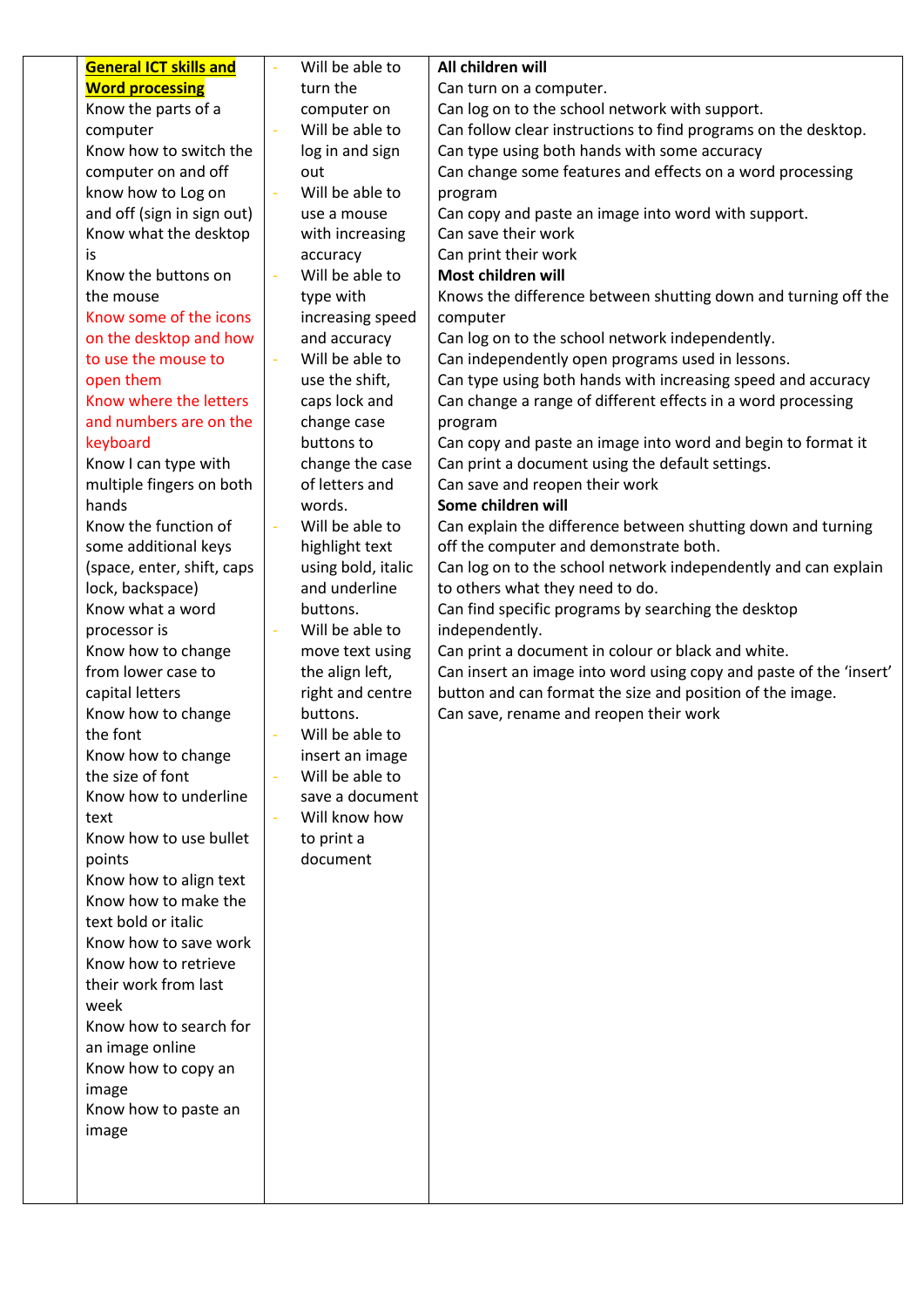| | | | |
|---|---|---|---|
| | **General ICT skills and Word processing**<br>Know the parts of a computer<br>Know how to switch the computer on and off<br>know how to Log on and off (sign in sign out)<br>Know what the desktop is<br>Know the buttons on the mouse<br>Know some of the icons on the desktop and how to use the mouse to open them<br>Know where the letters and numbers are on the keyboard<br>Know I can type with multiple fingers on both hands<br>Know the function of some additional keys (space, enter, shift, caps lock, backspace)<br>Know what a word processor is<br>Know how to change from lower case to capital letters<br>Know how to change the font<br>Know how to change the size of font<br>Know how to underline text<br>Know how to use bullet points<br>Know how to align text<br>Know how to make the text bold or italic<br>Know how to save work<br>Know how to retrieve their work from last week<br>Know how to search for an image online<br>Know how to copy an image<br>Know how to paste an image | - Will be able to turn the computer on<br>- Will be able to log in and sign out<br>- Will be able to use a mouse with increasing accuracy<br>- Will be able to type with increasing speed and accuracy<br>- Will be able to use the shift, caps lock and change case buttons to change the case of letters and words.<br>- Will be able to highlight text using bold, italic and underline buttons.<br>- Will be able to move text using the align left, right and centre buttons.<br>- Will be able to insert an image<br>- Will be able to save a document<br>- Will know how to print a document | **All children will**<br>Can turn on a computer.<br>Can log on to the school network with support.<br>Can follow clear instructions to find programs on the desktop.<br>Can type using both hands with some accuracy<br>Can change some features and effects on a word processing program<br>Can copy and paste an image into word with support.<br>Can save their work<br>Can print their work<br>**Most children will**<br>Knows the difference between shutting down and turning off the computer<br>Can log on to the school network independently.<br>Can independently open programs used in lessons.<br>Can type using both hands with increasing speed and accuracy<br>Can change a range of different effects in a word processing program<br>Can copy and paste an image into word and begin to format it<br>Can print a document using the default settings.<br>Can save and reopen their work<br>**Some children will**<br>Can explain the difference between shutting down and turning off the computer and demonstrate both.<br>Can log on to the school network independently and can explain to others what they need to do.<br>Can find specific programs by searching the desktop independently.<br>Can print a document in colour or black and white.<br>Can insert an image into word using copy and paste of the 'insert' button and can format the size and position of the image.<br>Can save, rename and reopen their work |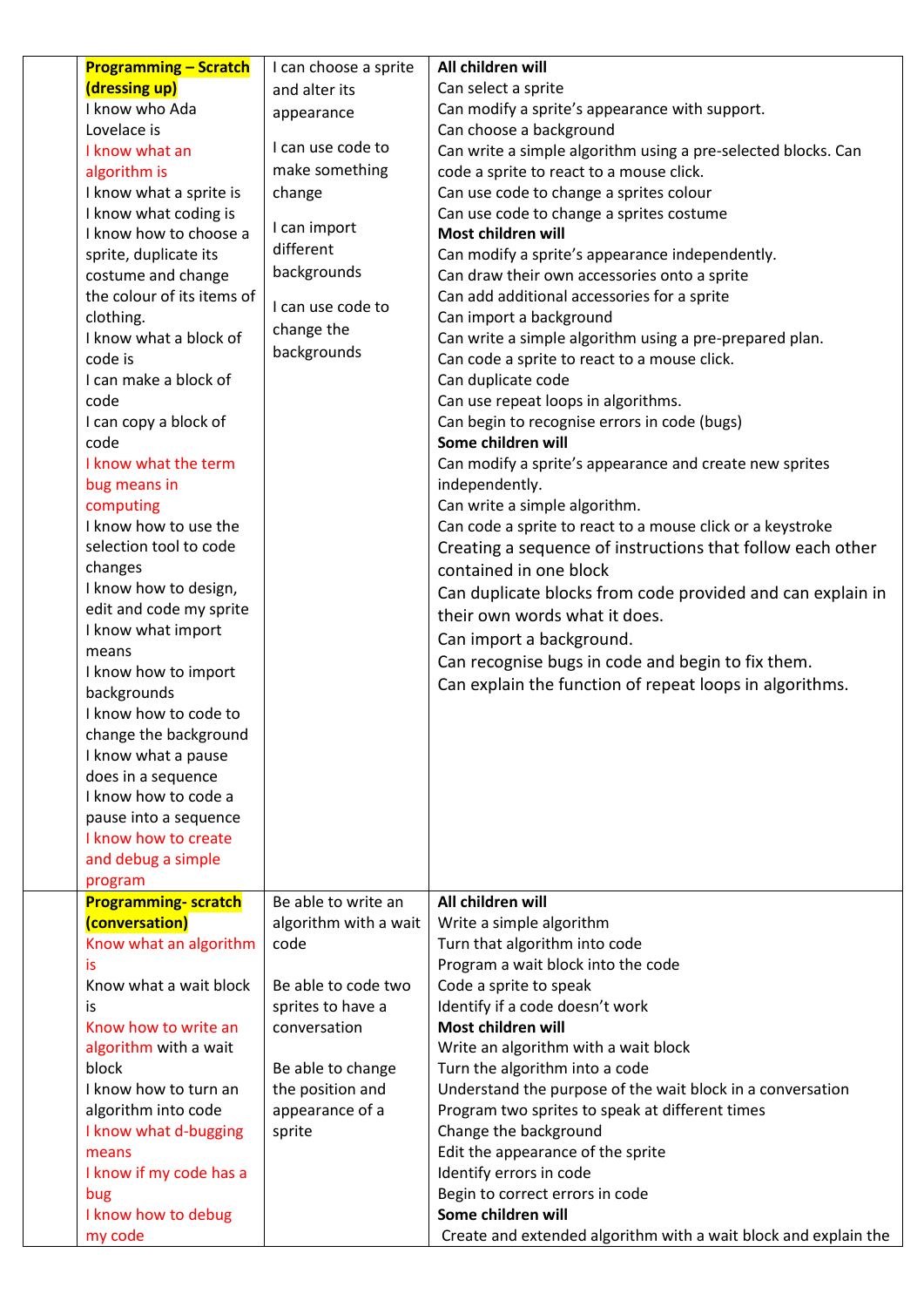| | | | |
|---|---|---|---|
| | **Programming – Scratch (dressing up)**<br>I know who Ada Lovelace is<br>I know what an algorithm is<br>I know what a sprite is<br>I know what coding is<br>I know how to choose a sprite, duplicate its costume and change the colour of its items of clothing.<br>I know what a block of code is<br>I can make a block of code<br>I can copy a block of code<br>I know what the term bug means in computing<br>I know how to use the selection tool to code changes<br>I know how to design, edit and code my sprite<br>I know what import means<br>I know how to import backgrounds<br>I know how to code to change the background<br>I know what a pause does in a sequence<br>I know how to code a pause into a sequence<br>I know how to create and debug a simple program | I can choose a sprite and alter its appearance<br><br>I can use code to make something change<br><br>I can import different backgrounds<br><br>I can use code to change the backgrounds | **All children will**<br>Can select a sprite<br>Can modify a sprite's appearance with support.<br>Can choose a background<br>Can write a simple algorithm using a pre-selected blocks. Can code a sprite to react to a mouse click.<br>Can use code to change a sprites colour<br>Can use code to change a sprites costume<br>**Most children will**<br>Can modify a sprite's appearance independently.<br>Can draw their own accessories onto a sprite<br>Can add additional accessories for a sprite<br>Can import a background<br>Can write a simple algorithm using a pre-prepared plan.<br>Can code a sprite to react to a mouse click.<br>Can duplicate code<br>Can use repeat loops in algorithms.<br>Can begin to recognise errors in code (bugs)<br>**Some children will**<br>Can modify a sprite's appearance and create new sprites independently.<br>Can write a simple algorithm.<br>Can code a sprite to react to a mouse click or a keystroke<br>Creating a sequence of instructions that follow each other contained in one block<br>Can duplicate blocks from code provided and can explain in their own words what it does.<br>Can import a background.<br>Can recognise bugs in code and begin to fix them.<br>Can explain the function of repeat loops in algorithms. |
| | **Programming- scratch (conversation)**<br>Know what an algorithm is<br>Know what a wait block is<br>Know how to write an algorithm with a wait block<br>I know how to turn an algorithm into code<br>I know what d-bugging means<br>I know if my code has a bug<br>I know how to debug my code | Be able to write an algorithm with a wait code<br><br>Be able to code two sprites to have a conversation<br><br>Be able to change the position and appearance of a sprite | **All children will**<br>Write a simple algorithm<br>Turn that algorithm into code<br>Program a wait block into the code<br>Code a sprite to speak<br>Identify if a code doesn't work<br>**Most children will**<br>Write an algorithm with a wait block<br>Turn the algorithm into a code<br>Understand the purpose of the wait block in a conversation<br>Program two sprites to speak at different times<br>Change the background<br>Edit the appearance of the sprite<br>Identify errors in code<br>Begin to correct errors in code<br>**Some children will**<br>Create and extended algorithm with a wait block and explain the |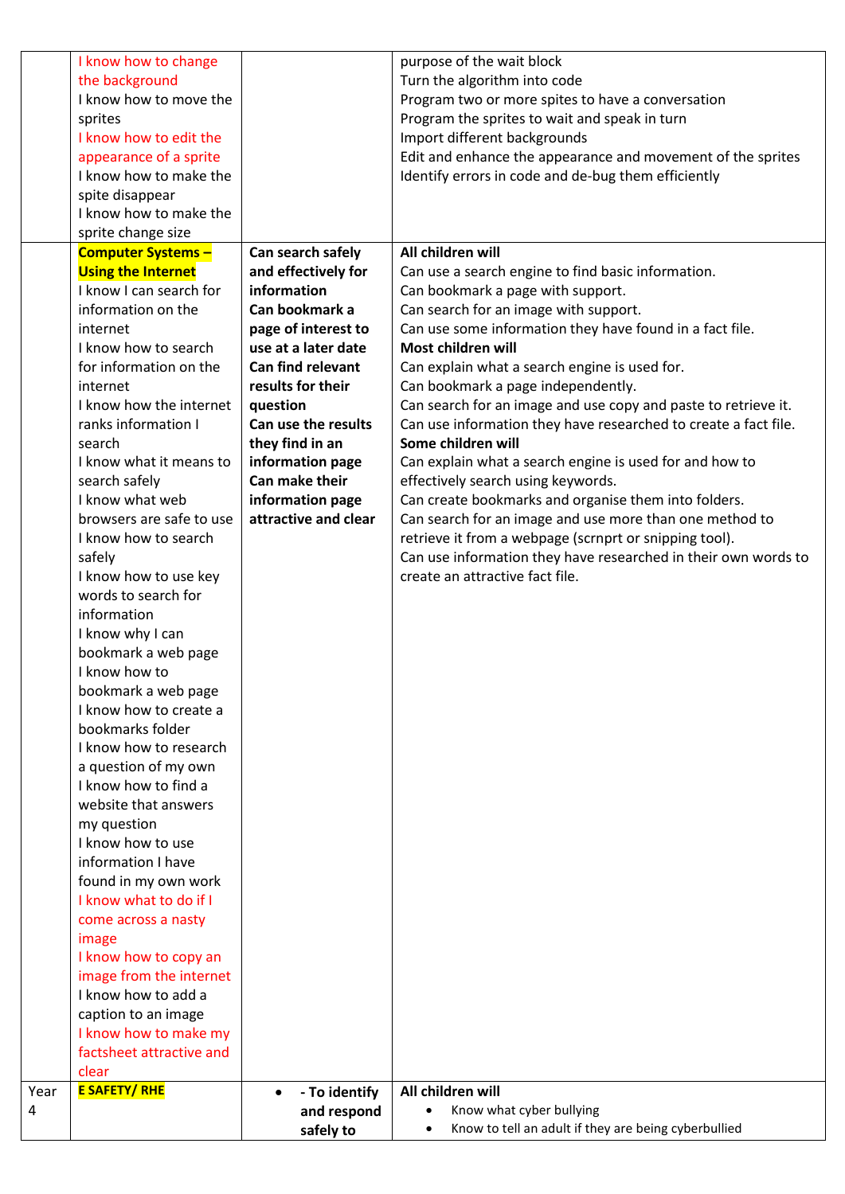| | | | |
|---|---|---|---|
| | I know how to change the background<br>I know how to move the sprites<br>I know how to edit the appearance of a sprite<br>I know how to make the spite disappear<br>I know how to make the sprite change size | | purpose of the wait block<br>Turn the algorithm into code<br>Program two or more spites to have a conversation<br>Program the sprites to wait and speak in turn<br>Import different backgrounds<br>Edit and enhance the appearance and movement of the sprites<br>Identify errors in code and de-bug them efficiently |
| | **Computer Systems – Using the Internet**<br>I know I can search for information on the internet<br>I know how to search for information on the internet<br>I know how the internet ranks information I search<br>I know what it means to search safely<br>I know what web browsers are safe to use<br>I know how to search safely<br>I know how to use key words to search for information<br>I know why I can bookmark a web page<br>I know how to bookmark a web page<br>I know how to create a bookmarks folder<br>I know how to research a question of my own<br>I know how to find a website that answers my question<br>I know how to use information I have found in my own work<br>I know what to do if I come across a nasty image<br>I know how to copy an image from the internet<br>I know how to add a caption to an image<br>I know how to make my factsheet attractive and clear | **Can search safely and effectively for information**<br>**Can bookmark a page of interest to use at a later date**<br>**Can find relevant results for their question**<br>**Can use the results they find in an information page**<br>**Can make their information page attractive and clear** | **All children will**<br>Can use a search engine to find basic information.<br>Can bookmark a page with support.<br>Can search for an image with support.<br>Can use some information they have found in a fact file.<br>**Most children will**<br>Can explain what a search engine is used for.<br>Can bookmark a page independently.<br>Can search for an image and use copy and paste to retrieve it.<br>Can use information they have researched to create a fact file.<br>**Some children will**<br>Can explain what a search engine is used for and how to effectively search using keywords.<br>Can create bookmarks and organise them into folders.<br>Can search for an image and use more than one method to retrieve it from a webpage (scrnprt or snipping tool).<br>Can use information they have researched in their own words to create an attractive fact file. |
| Year 4 | **E SAFETY/ RHE** | • **- To identify and respond safely to** | **All children will**<br>• Know what cyber bullying<br>• Know to tell an adult if they are being cyberbullied |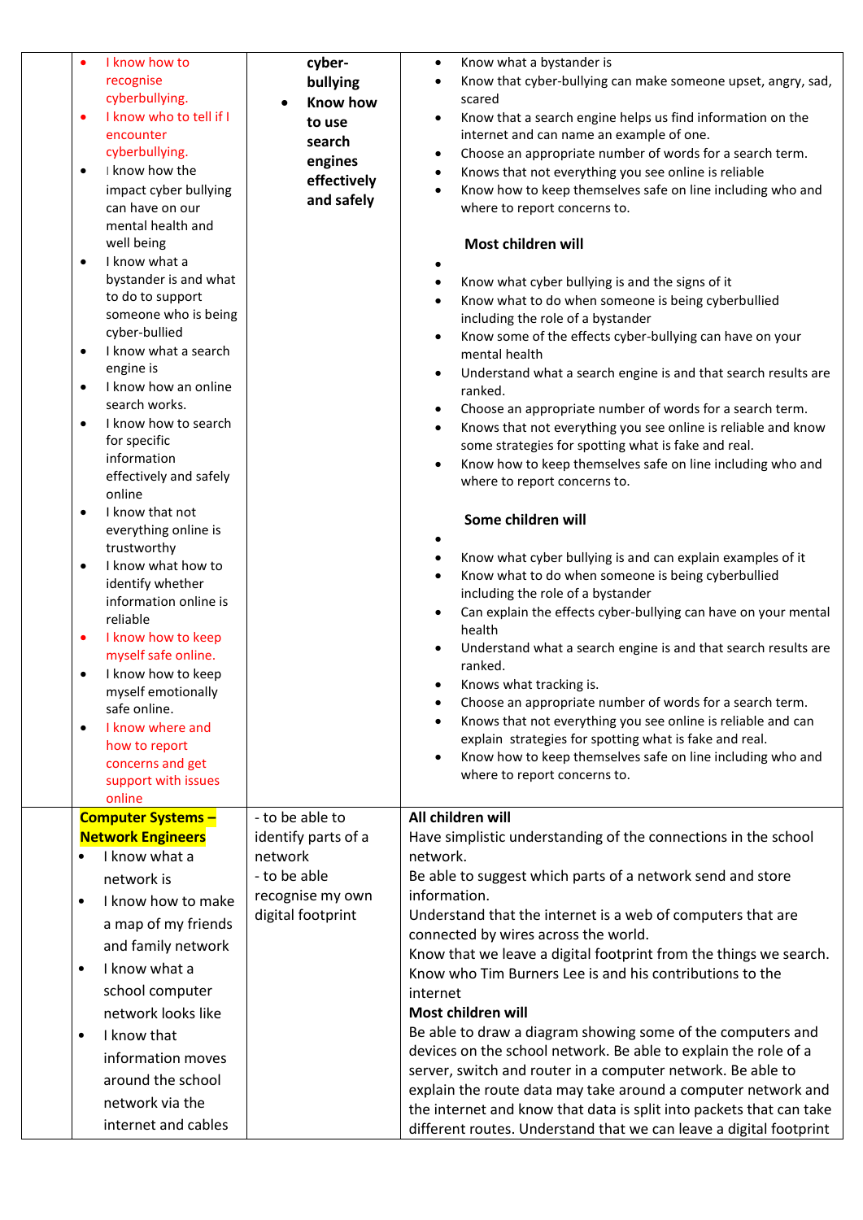| | | | |
|---|---|---|---|
| | <ul><li>I know how to recognise cyberbullying.</li><li>I know who to tell if I encounter cyberbullying.</li><li>I know how the impact cyber bullying can have on our mental health and well being</li><li>I know what a bystander is and what to do to support someone who is being cyber-bullied</li><li>I know what a search engine is</li><li>I know how an online search works.</li><li>I know how to search for specific information effectively and safely online</li><li>I know that not everything online is trustworthy</li><li>I know what how to identify whether information online is reliable</li><li>I know how to keep myself safe online.</li><li>I know how to keep myself emotionally safe online.</li><li>I know where and how to report concerns and get support with issues online</li></ul> | **cyber-bullying**<ul><li>**Know how to use search engines effectively and safely**</li></ul> | <ul><li>Know what a bystander is</li><li>Know that cyber-bullying can make someone upset, angry, sad, scared</li><li>Know that a search engine helps us find information on the internet and can name an example of one.</li><li>Choose an appropriate number of words for a search term.</li><li>Knows that not everything you see online is reliable</li><li>Know how to keep themselves safe on line including who and where to report concerns to.</li></ul>**Most children will**<ul><li></li><li>Know what cyber bullying is and the signs of it</li><li>Know what to do when someone is being cyberbullied including the role of a bystander</li><li>Know some of the effects cyber-bullying can have on your mental health</li><li>Understand what a search engine is and that search results are ranked.</li><li>Choose an appropriate number of words for a search term.</li><li>Knows that not everything you see online is reliable and know some strategies for spotting what is fake and real.</li><li>Know how to keep themselves safe on line including who and where to report concerns to.</li></ul>**Some children will**<ul><li></li><li>Know what cyber bullying is and can explain examples of it</li><li>Know what to do when someone is being cyberbullied including the role of a bystander</li><li>Can explain the effects cyber-bullying can have on your mental health</li><li>Understand what a search engine is and that search results are ranked.</li><li>Knows what tracking is.</li><li>Choose an appropriate number of words for a search term.</li><li>Knows that not everything you see online is reliable and can explain strategies for spotting what is fake and real.</li><li>Know how to keep themselves safe on line including who and where to report concerns to.</li></ul> |
| | **Computer Systems – Network Engineers**<ul><li>I know what a network is</li><li>I know how to make a map of my friends and family network</li><li>I know what a school computer network looks like</li><li>I know that information moves around the school network via the internet and cables</li></ul> | - to be able to identify parts of a network<br>- to be able recognise my own digital footprint | **All children will**<br>Have simplistic understanding of the connections in the school network.<br>Be able to suggest which parts of a network send and store information.<br>Understand that the internet is a web of computers that are connected by wires across the world.<br>Know that we leave a digital footprint from the things we search.<br>Know who Tim Burners Lee is and his contributions to the internet<br>**Most children will**<br>Be able to draw a diagram showing some of the computers and devices on the school network. Be able to explain the role of a server, switch and router in a computer network. Be able to explain the route data may take around a computer network and the internet and know that data is split into packets that can take different routes. Understand that we can leave a digital footprint |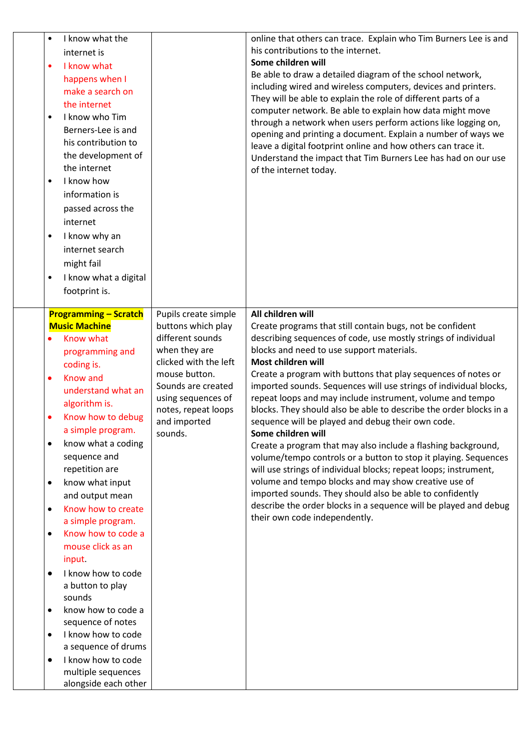| | | | |
|---|---|---|---|
| | • I know what the internet is<br>• I know what happens when I make a search on the internet<br>• I know who Tim Berners-Lee is and his contribution to the development of the internet<br>• I know how information is passed across the internet<br>• I know why an internet search might fail<br>• I know what a digital footprint is. | | online that others can trace. Explain who Tim Burners Lee is and his contributions to the internet.<br>**Some children will**<br>Be able to draw a detailed diagram of the school network, including wired and wireless computers, devices and printers. They will be able to explain the role of different parts of a computer network. Be able to explain how data might move through a network when users perform actions like logging on, opening and printing a document. Explain a number of ways we leave a digital footprint online and how others can trace it. Understand the impact that Tim Burners Lee has had on our use of the internet today. |
| | **Programming – Scratch Music Machine**<br>• Know what programming and coding is.<br>• Know and understand what an algorithm is.<br>• Know how to debug a simple program.<br>• know what a coding sequence and repetition are<br>• know what input and output mean<br>• Know how to create a simple program.<br>• Know how to code a mouse click as an input.<br>• I know how to code a button to play sounds<br>• know how to code a sequence of notes<br>• I know how to code a sequence of drums<br>• I know how to code multiple sequences alongside each other | Pupils create simple buttons which play different sounds when they are clicked with the left mouse button. Sounds are created using sequences of notes, repeat loops and imported sounds. | **All children will**<br>Create programs that still contain bugs, not be confident describing sequences of code, use mostly strings of individual blocks and need to use support materials.<br>**Most children will**<br>Create a program with buttons that play sequences of notes or imported sounds. Sequences will use strings of individual blocks, repeat loops and may include instrument, volume and tempo blocks. They should also be able to describe the order blocks in a sequence will be played and debug their own code.<br>**Some children will**<br>Create a program that may also include a flashing background, volume/tempo controls or a button to stop it playing. Sequences will use strings of individual blocks; repeat loops; instrument, volume and tempo blocks and may show creative use of imported sounds. They should also be able to confidently describe the order blocks in a sequence will be played and debug their own code independently. |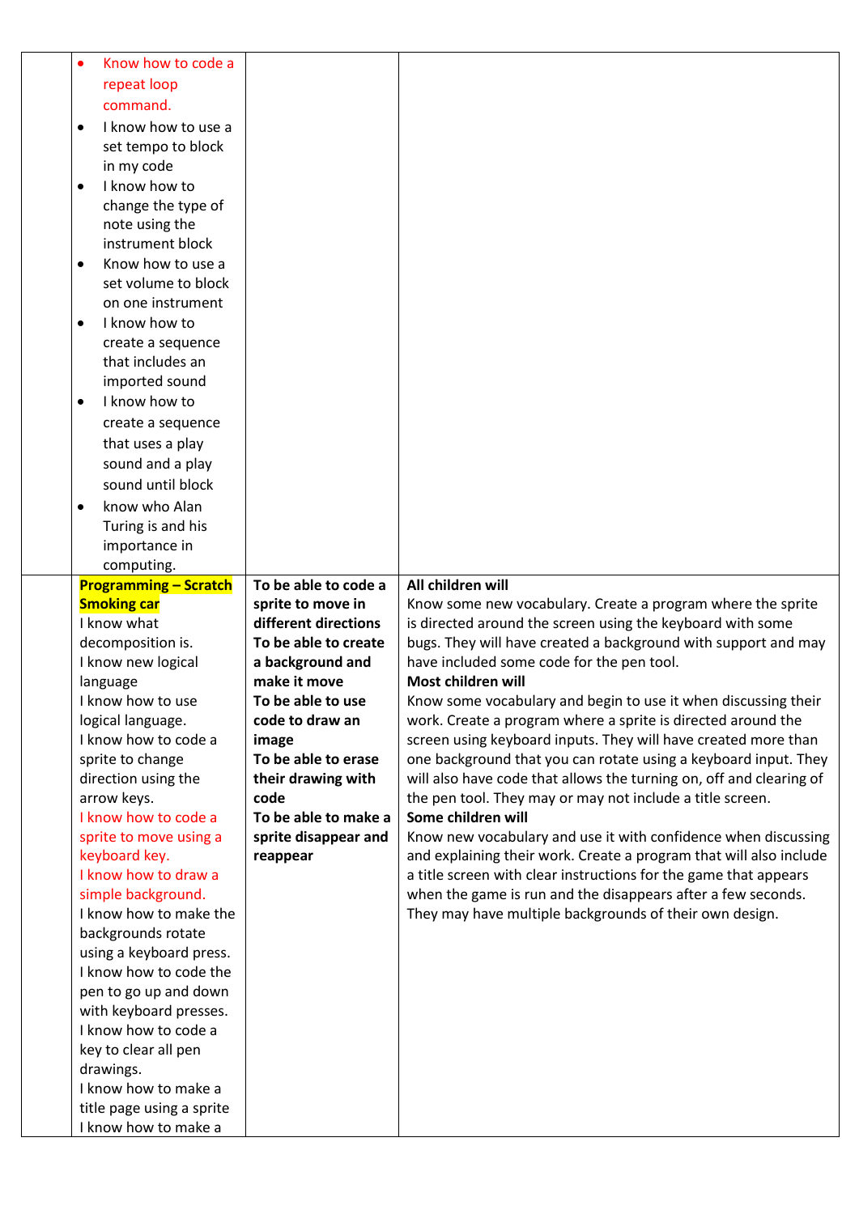| | | | |
|---|---|---|---|
| | <ul><li>Know how to code a repeat loop command.</li><li>I know how to use a set tempo to block in my code</li><li>I know how to change the type of note using the instrument block</li><li>Know how to use a set volume to block on one instrument</li><li>I know how to create a sequence that includes an imported sound</li><li>I know how to create a sequence that uses a play sound and a play sound until block</li><li>know who Alan Turing is and his importance in computing.</li></ul> | | |
| | **Programming – Scratch Smoking car**<br>I know what decomposition is.<br>I know new logical language<br>I know how to use logical language.<br>I know how to code a sprite to change direction using the arrow keys.<br>I know how to code a sprite to move using a keyboard key.<br>I know how to draw a simple background.<br>I know how to make the backgrounds rotate using a keyboard press.<br>I know how to code the pen to go up and down with keyboard presses.<br>I know how to code a key to clear all pen drawings.<br>I know how to make a title page using a sprite<br>I know how to make a | **To be able to code a sprite to move in different directions**<br>**To be able to create a background and make it move**<br>**To be able to use code to draw an image**<br>**To be able to erase their drawing with code**<br>**To be able to make a sprite disappear and reappear** | **All children will**<br>Know some new vocabulary. Create a program where the sprite is directed around the screen using the keyboard with some bugs. They will have created a background with support and may have included some code for the pen tool.<br>**Most children will**<br>Know some vocabulary and begin to use it when discussing their work. Create a program where a sprite is directed around the screen using keyboard inputs. They will have created more than one background that you can rotate using a keyboard input. They will also have code that allows the turning on, off and clearing of the pen tool. They may or may not include a title screen.<br>**Some children will**<br>Know new vocabulary and use it with confidence when discussing and explaining their work. Create a program that will also include a title screen with clear instructions for the game that appears when the game is run and the disappears after a few seconds. They may have multiple backgrounds of their own design. |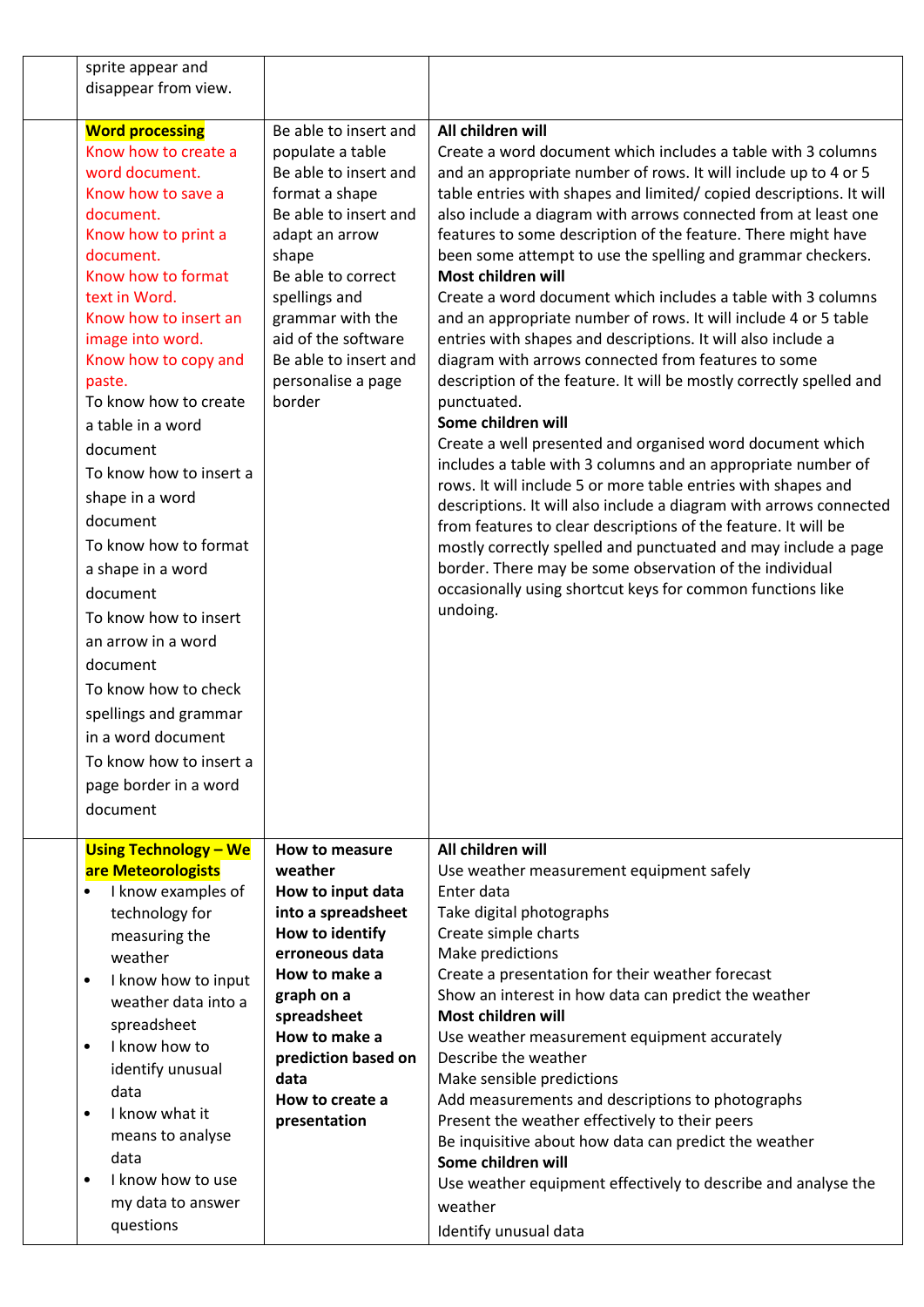| | | | |
|---|---|---|---|
| | sprite appear and disappear from view. | | |
| | **Word processing**<br>Know how to create a word document.<br>Know how to save a document.<br>Know how to print a document.<br>Know how to format text in Word.<br>Know how to insert an image into word.<br>Know how to copy and paste.<br>To know how to create a table in a word document<br>To know how to insert a shape in a word document<br>To know how to format a shape in a word document<br>To know how to insert an arrow in a word document<br>To know how to check spellings and grammar in a word document<br>To know how to insert a page border in a word document | Be able to insert and populate a table<br>Be able to insert and format a shape<br>Be able to insert and adapt an arrow shape<br>Be able to correct spellings and grammar with the aid of the software<br>Be able to insert and personalise a page border | **All children will**<br>Create a word document which includes a table with 3 columns and an appropriate number of rows. It will include up to 4 or 5 table entries with shapes and limited/ copied descriptions. It will also include a diagram with arrows connected from at least one features to some description of the feature. There might have been some attempt to use the spelling and grammar checkers.<br>**Most children will**<br>Create a word document which includes a table with 3 columns and an appropriate number of rows. It will include 4 or 5 table entries with shapes and descriptions. It will also include a diagram with arrows connected from features to some description of the feature. It will be mostly correctly spelled and punctuated.<br>**Some children will**<br>Create a well presented and organised word document which includes a table with 3 columns and an appropriate number of rows. It will include 5 or more table entries with shapes and descriptions. It will also include a diagram with arrows connected from features to clear descriptions of the feature. It will be mostly correctly spelled and punctuated and may include a page border. There may be some observation of the individual occasionally using shortcut keys for common functions like undoing. |
| | **Using Technology – We are Meteorologists**<br>• I know examples of technology for measuring the weather<br>• I know how to input weather data into a spreadsheet<br>• I know how to identify unusual data<br>• I know what it means to analyse data<br>• I know how to use my data to answer questions | **How to measure weather**<br>**How to input data into a spreadsheet**<br>**How to identify erroneous data**<br>**How to make a graph on a spreadsheet**<br>**How to make a prediction based on data**<br>**How to create a presentation** | **All children will**<br>Use weather measurement equipment safely<br>Enter data<br>Take digital photographs<br>Create simple charts<br>Make predictions<br>Create a presentation for their weather forecast<br>Show an interest in how data can predict the weather<br>**Most children will**<br>Use weather measurement equipment accurately<br>Describe the weather<br>Make sensible predictions<br>Add measurements and descriptions to photographs<br>Present the weather effectively to their peers<br>Be inquisitive about how data can predict the weather<br>**Some children will**<br>Use weather equipment effectively to describe and analyse the weather<br>Identify unusual data |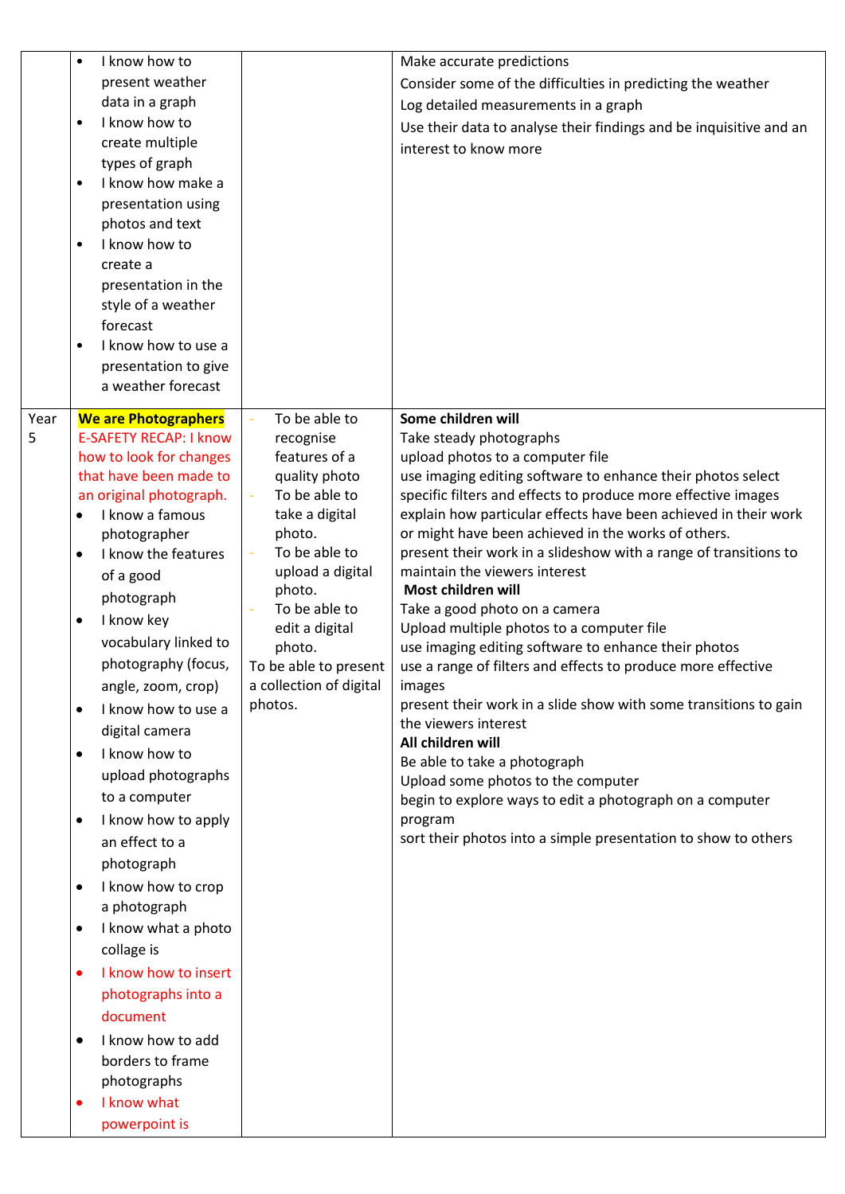| | | | |
|---|---|---|---|
| | <ul><li>I know how to present weather data in a graph</li><li>I know how to create multiple types of graph</li><li>I know how make a presentation using photos and text</li><li>I know how to create a presentation in the style of a weather forecast</li><li>I know how to use a presentation to give a weather forecast</li></ul> | | Make accurate predictions<br>Consider some of the difficulties in predicting the weather<br>Log detailed measurements in a graph<br>Use their data to analyse their findings and be inquisitive and an interest to know more |
| Year 5 | **We are Photographers**<br>E-SAFETY RECAP: I know how to look for changes that have been made to an original photograph.<ul><li>I know a famous photographer</li><li>I know the features of a good photograph</li><li>I know key vocabulary linked to photography (focus, angle, zoom, crop)</li><li>I know how to use a digital camera</li><li>I know how to upload photographs to a computer</li><li>I know how to apply an effect to a photograph</li><li>I know how to crop a photograph</li><li>I know what a photo collage is</li><li>I know how to insert photographs into a document</li><li>I know how to add borders to frame photographs</li><li>I know what powerpoint is</li></ul> | - To be able to recognise features of a quality photo<br>- To be able to take a digital photo.<br>- To be able to upload a digital photo.<br>- To be able to edit a digital photo.<br>To be able to present a collection of digital photos. | **Some children will**<br>Take steady photographs<br>upload photos to a computer file<br>use imaging editing software to enhance their photos select specific filters and effects to produce more effective images<br>explain how particular effects have been achieved in their work or might have been achieved in the works of others.<br>present their work in a slideshow with a range of transitions to maintain the viewers interest<br>**Most children will**<br>Take a good photo on a camera<br>Upload multiple photos to a computer file<br>use imaging editing software to enhance their photos<br>use a range of filters and effects to produce more effective images<br>present their work in a slide show with some transitions to gain the viewers interest<br>**All children will**<br>Be able to take a photograph<br>Upload some photos to the computer<br>begin to explore ways to edit a photograph on a computer program<br>sort their photos into a simple presentation to show to others |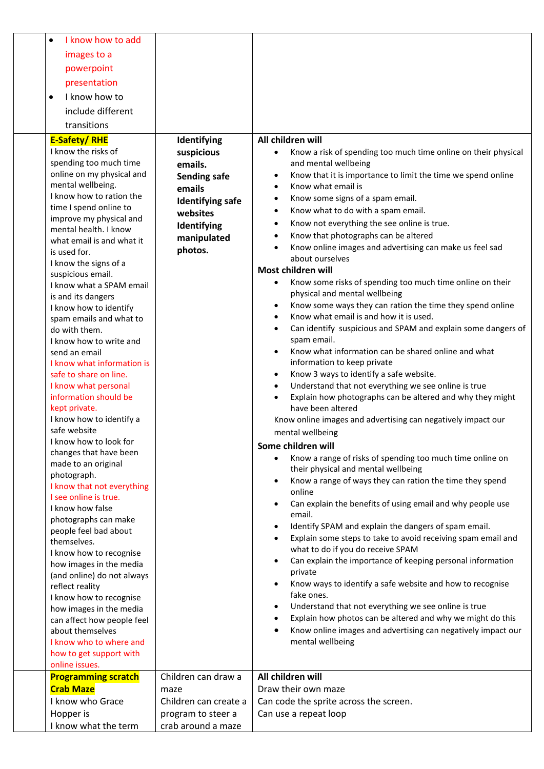| | | | |
|---|---|---|---|
| | • I know how to add images to a powerpoint presentation<br>• I know how to include different transitions | | |
| | **E-Safety/ RHE**<br>I know the risks of spending too much time online on my physical and mental wellbeing.<br>I know how to ration the time I spend online to improve my physical and mental health. I know what email is and what it is used for.<br>I know the signs of a suspicious email.<br>I know what a SPAM email is and its dangers<br>I know how to identify spam emails and what to do with them.<br>I know how to write and send an email<br>I know what information is safe to share on line.<br>I know what personal information should be kept private.<br>I know how to identify a safe website<br>I know how to look for changes that have been made to an original photograph.<br>I know that not everything I see online is true.<br>I know how false photographs can make people feel bad about themselves.<br>I know how to recognise how images in the media (and online) do not always reflect reality<br>I know how to recognise how images in the media can affect how people feel about themselves<br>I know who to where and how to get support with online issues. | **Identifying suspicious emails.**<br>**Sending safe emails**<br>**Identifying safe websites**<br>**Identifying manipulated photos.** | **All children will**<br>• Know a risk of spending too much time online on their physical and mental wellbeing<br>• Know that it is importance to limit the time we spend online<br>• Know what email is<br>• Know some signs of a spam email.<br>• Know what to do with a spam email.<br>• Know not everything the see online is true.<br>• Know that photographs can be altered<br>• Know online images and advertising can make us feel sad about ourselves<br>**Most children will**<br>• Know some risks of spending too much time online on their physical and mental wellbeing<br>• Know some ways they can ration the time they spend online<br>• Know what email is and how it is used.<br>• Can identify suspicious and SPAM and explain some dangers of spam email.<br>• Know what information can be shared online and what information to keep private<br>• Know 3 ways to identify a safe website.<br>• Understand that not everything we see online is true<br>• Explain how photographs can be altered and why they might have been altered<br>Know online images and advertising can negatively impact our mental wellbeing<br>**Some children will**<br>• Know a range of risks of spending too much time online on their physical and mental wellbeing<br>• Know a range of ways they can ration the time they spend online<br>• Can explain the benefits of using email and why people use email.<br>• Identify SPAM and explain the dangers of spam email.<br>• Explain some steps to take to avoid receiving spam email and what to do if you do receive SPAM<br>• Can explain the importance of keeping personal information private<br>• Know ways to identify a safe website and how to recognise fake ones.<br>• Understand that not everything we see online is true<br>• Explain how photos can be altered and why we might do this<br>• Know online images and advertising can negatively impact our mental wellbeing |
| | **Programming scratch Crab Maze**<br>I know who Grace Hopper is<br>I know what the term | Children can draw a maze<br>Children can create a program to steer a crab around a maze | **All children will**<br>Draw their own maze<br>Can code the sprite across the screen.<br>Can use a repeat loop |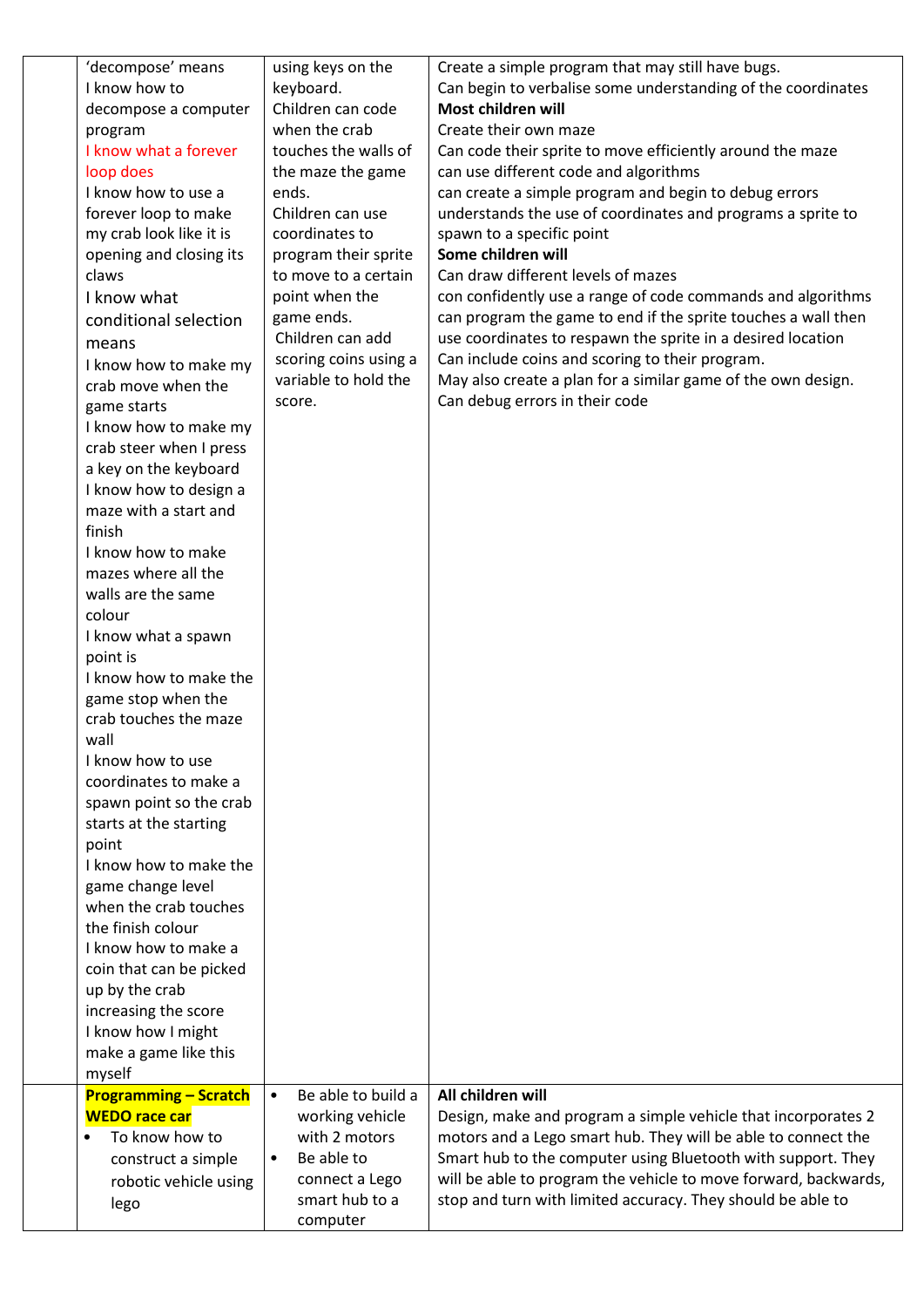| | | | |
|---|---|---|---|
| | 'decompose' means<br>I know how to decompose a computer program<br>I know what a forever loop does<br>I know how to use a forever loop to make my crab look like it is opening and closing its claws<br>I know what conditional selection means<br>I know how to make my crab move when the game starts<br>I know how to make my crab steer when I press a key on the keyboard<br>I know how to design a maze with a start and finish<br>I know how to make mazes where all the walls are the same colour<br>I know what a spawn point is<br>I know how to make the game stop when the crab touches the maze wall<br>I know how to use coordinates to make a spawn point so the crab starts at the starting point<br>I know how to make the game change level when the crab touches the finish colour<br>I know how to make a coin that can be picked up by the crab increasing the score<br>I know how I might make a game like this myself | using keys on the keyboard.<br>Children can code when the crab touches the walls of the maze the game ends.<br>Children can use coordinates to program their sprite to move to a certain point when the game ends.<br>Children can add scoring coins using a variable to hold the score. | Create a simple program that may still have bugs.<br>Can begin to verbalise some understanding of the coordinates<br>**Most children will**<br>Create their own maze<br>Can code their sprite to move efficiently around the maze<br>can use different code and algorithms<br>can create a simple program and begin to debug errors<br>understands the use of coordinates and programs a sprite to spawn to a specific point<br>**Some children will**<br>Can draw different levels of mazes<br>con confidently use a range of code commands and algorithms<br>can program the game to end if the sprite touches a wall then use coordinates to respawn the sprite in a desired location<br>Can include coins and scoring to their program.<br>May also create a plan for a similar game of the own design.<br>Can debug errors in their code |
| | **Programming – Scratch WEDO race car**<br>• To know how to construct a simple robotic vehicle using lego | • Be able to build a working vehicle with 2 motors<br>• Be able to connect a Lego smart hub to a computer | **All children will**<br>Design, make and program a simple vehicle that incorporates 2 motors and a Lego smart hub. They will be able to connect the Smart hub to the computer using Bluetooth with support. They will be able to program the vehicle to move forward, backwards, stop and turn with limited accuracy. They should be able to |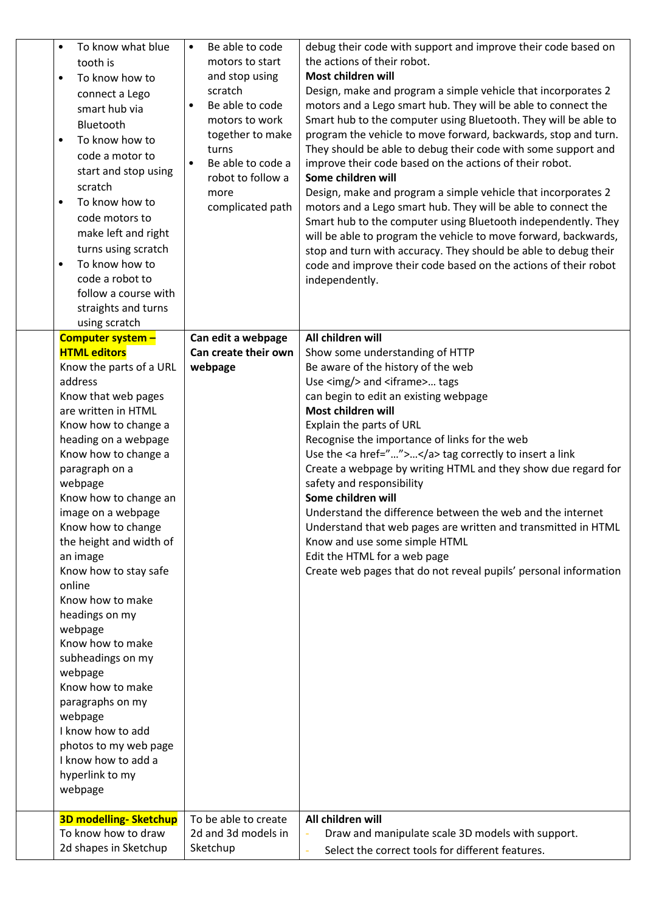| | | | |
|---|---|---|---|
| | <ul><li>To know what blue tooth is</li><li>To know how to connect a Lego smart hub via Bluetooth</li><li>To know how to code a motor to start and stop using scratch</li><li>To know how to code motors to make left and right turns using scratch</li><li>To know how to code a robot to follow a course with straights and turns using scratch</li></ul> | <ul><li>Be able to code motors to start and stop using scratch</li><li>Be able to code motors to work together to make turns</li><li>Be able to code a robot to follow a more complicated path</li></ul> | debug their code with support and improve their code based on the actions of their robot.<br>**Most children will**<br>Design, make and program a simple vehicle that incorporates 2 motors and a Lego smart hub. They will be able to connect the Smart hub to the computer using Bluetooth. They will be able to program the vehicle to move forward, backwards, stop and turn. They should be able to debug their code with some support and improve their code based on the actions of their robot.<br>**Some children will**<br>Design, make and program a simple vehicle that incorporates 2 motors and a Lego smart hub. They will be able to connect the Smart hub to the computer using Bluetooth independently. They will be able to program the vehicle to move forward, backwards, stop and turn with accuracy. They should be able to debug their code and improve their code based on the actions of their robot independently. |
| | **Computer system – HTML editors**<br>Know the parts of a URL address<br>Know that web pages are written in HTML<br>Know how to change a heading on a webpage<br>Know how to change a paragraph on a webpage<br>Know how to change an image on a webpage<br>Know how to change the height and width of an image<br>Know how to stay safe online<br>Know how to make headings on my webpage<br>Know how to make subheadings on my webpage<br>Know how to make paragraphs on my webpage<br>I know how to add photos to my web page<br>I know how to add a hyperlink to my webpage | **Can edit a webpage**<br>**Can create their own webpage** | **All children will**<br>Show some understanding of HTTP<br>Be aware of the history of the web<br>Use <img/> and <iframe>… tags<br>can begin to edit an existing webpage<br>**Most children will**<br>Explain the parts of URL<br>Recognise the importance of links for the web<br>Use the <a href="…">…</a> tag correctly to insert a link<br>Create a webpage by writing HTML and they show due regard for safety and responsibility<br>**Some children will**<br>Understand the difference between the web and the internet<br>Understand that web pages are written and transmitted in HTML<br>Know and use some simple HTML<br>Edit the HTML for a web page<br>Create web pages that do not reveal pupils' personal information |
| | **3D modelling- Sketchup**<br>To know how to draw 2d shapes in Sketchup | To be able to create 2d and 3d models in Sketchup | **All children will**<br>- Draw and manipulate scale 3D models with support.<br>- Select the correct tools for different features. |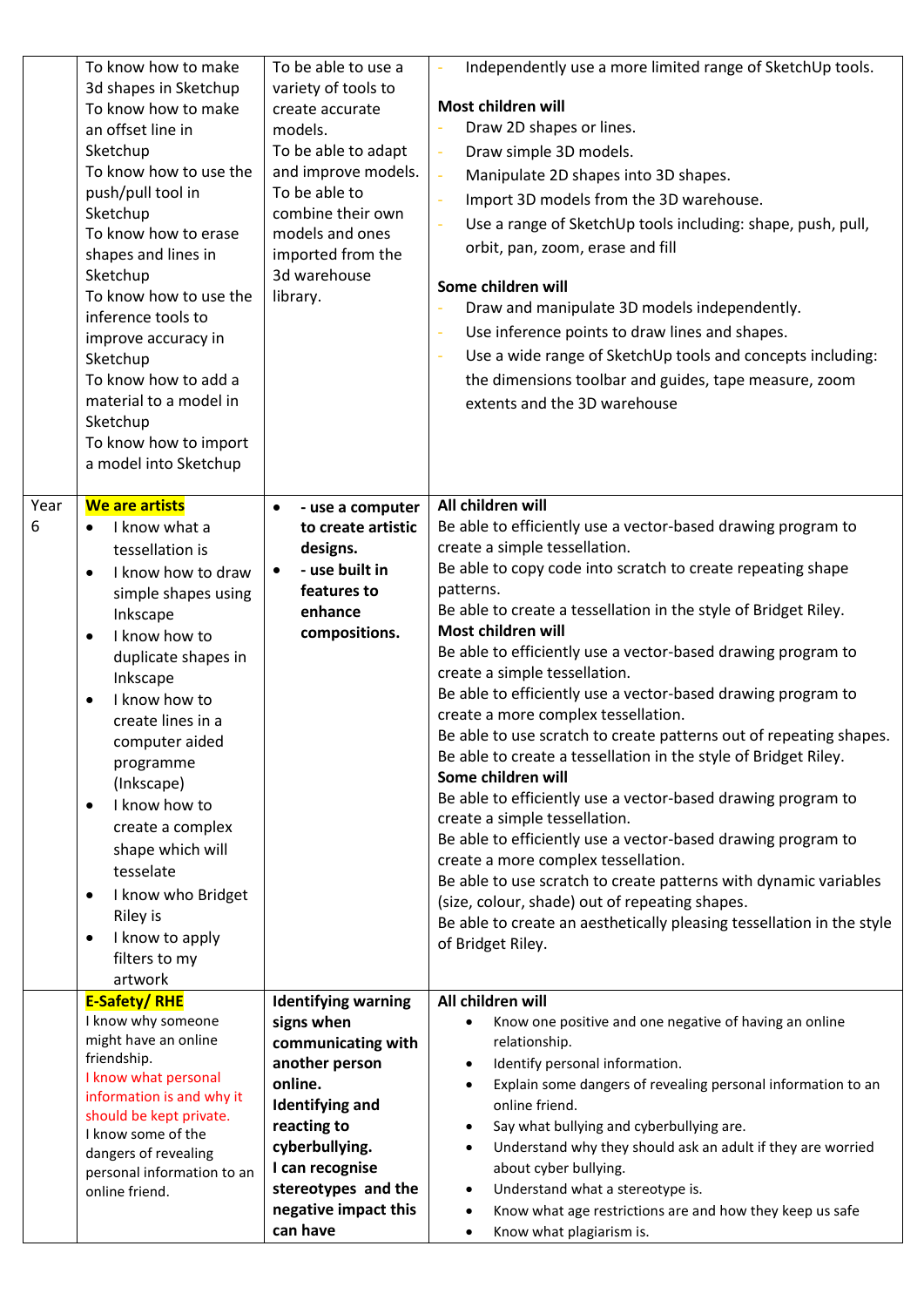| | | | |
|---|---|---|---|
| | To know how to make 3d shapes in Sketchup<br>To know how to make an offset line in Sketchup<br>To know how to use the push/pull tool in Sketchup<br>To know how to erase shapes and lines in Sketchup<br>To know how to use the inference tools to improve accuracy in Sketchup<br>To know how to add a material to a model in Sketchup<br>To know how to import a model into Sketchup | To be able to use a variety of tools to create accurate models.<br>To be able to adapt and improve models.<br>To be able to combine their own models and ones imported from the 3d warehouse library. | - Independently use a more limited range of SketchUp tools.<br><br>**Most children will**<br>- Draw 2D shapes or lines.<br>- Draw simple 3D models.<br>- Manipulate 2D shapes into 3D shapes.<br>- Import 3D models from the 3D warehouse.<br>- Use a range of SketchUp tools including: shape, push, pull, orbit, pan, zoom, erase and fill<br><br>**Some children will**<br>- Draw and manipulate 3D models independently.<br>- Use inference points to draw lines and shapes.<br>- Use a wide range of SketchUp tools and concepts including: the dimensions toolbar and guides, tape measure, zoom extents and the 3D warehouse |
| Year 6 | **We are artists**<br>• I know what a tessellation is<br>• I know how to draw simple shapes using Inkscape<br>• I know how to duplicate shapes in Inkscape<br>• I know how to create lines in a computer aided programme (Inkscape)<br>• I know how to create a complex shape which will tesselate<br>• I know who Bridget Riley is<br>• I know to apply filters to my artwork | • **- use a computer to create artistic designs.**<br>• **- use built in features to enhance compositions.** | **All children will**<br>Be able to efficiently use a vector-based drawing program to create a simple tessellation.<br>Be able to copy code into scratch to create repeating shape patterns.<br>Be able to create a tessellation in the style of Bridget Riley.<br>**Most children will**<br>Be able to efficiently use a vector-based drawing program to create a simple tessellation.<br>Be able to efficiently use a vector-based drawing program to create a more complex tessellation.<br>Be able to use scratch to create patterns out of repeating shapes.<br>Be able to create a tessellation in the style of Bridget Riley.<br>**Some children will**<br>Be able to efficiently use a vector-based drawing program to create a simple tessellation.<br>Be able to efficiently use a vector-based drawing program to create a more complex tessellation.<br>Be able to use scratch to create patterns with dynamic variables (size, colour, shade) out of repeating shapes.<br>Be able to create an aesthetically pleasing tessellation in the style of Bridget Riley. |
| | **E-Safety/ RHE**<br>I know why someone might have an online friendship.<br>I know what personal information is and why it should be kept private.<br>I know some of the dangers of revealing personal information to an online friend. | **Identifying warning signs when communicating with another person online.**<br>**Identifying and reacting to cyberbullying.**<br>**I can recognise stereotypes and the negative impact this can have** | **All children will**<br>• Know one positive and one negative of having an online relationship.<br>• Identify personal information.<br>• Explain some dangers of revealing personal information to an online friend.<br>• Say what bullying and cyberbullying are.<br>• Understand why they should ask an adult if they are worried about cyber bullying.<br>• Understand what a stereotype is.<br>• Know what age restrictions are and how they keep us safe<br>• Know what plagiarism is. |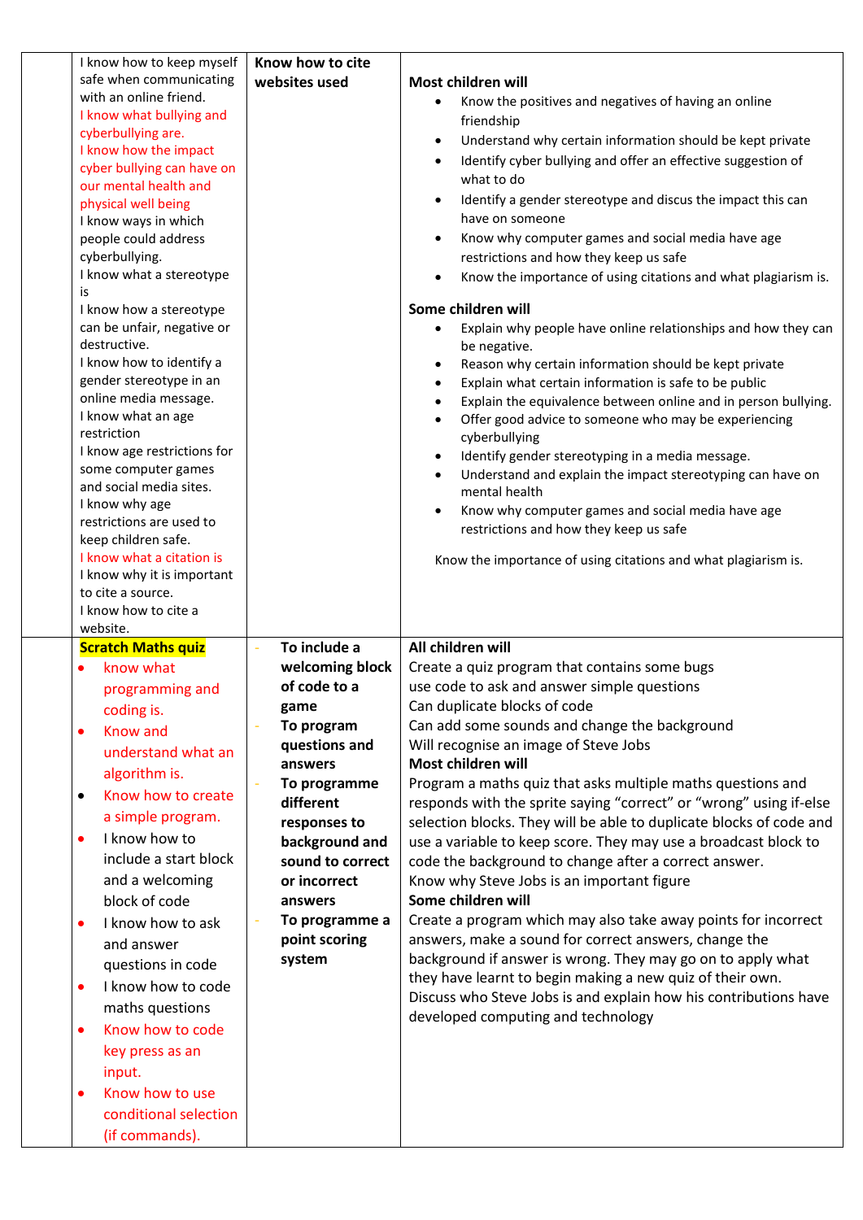| | | | |
|---|---|---|---|
| | I know how to keep myself safe when communicating with an online friend.<br>I know what bullying and cyberbullying are.<br>I know how the impact cyber bullying can have on our mental health and physical well being<br>I know ways in which people could address cyberbullying.<br>I know what a stereotype is<br>I know how a stereotype can be unfair, negative or destructive.<br>I know how to identify a gender stereotype in an online media message.<br>I know what an age restriction<br>I know age restrictions for some computer games and social media sites.<br>I know why age restrictions are used to keep children safe.<br>I know what a citation is<br>I know why it is important to cite a source.<br>I know how to cite a website. | **Know how to cite websites used** | **Most children will**<br>• Know the positives and negatives of having an online friendship<br>• Understand why certain information should be kept private<br>• Identify cyber bullying and offer an effective suggestion of what to do<br>• Identify a gender stereotype and discus the impact this can have on someone<br>• Know why computer games and social media have age restrictions and how they keep us safe<br>• Know the importance of using citations and what plagiarism is.<br><br>**Some children will**<br>• Explain why people have online relationships and how they can be negative.<br>• Reason why certain information should be kept private<br>• Explain what certain information is safe to be public<br>• Explain the equivalence between online and in person bullying.<br>• Offer good advice to someone who may be experiencing cyberbullying<br>• Identify gender stereotyping in a media message.<br>• Understand and explain the impact stereotyping can have on mental health<br>• Know why computer games and social media have age restrictions and how they keep us safe<br><br>Know the importance of using citations and what plagiarism is. |
| | **Scratch Maths quiz**<br>• know what programming and coding is.<br>• Know and understand what an algorithm is.<br>• Know how to create a simple program.<br>• I know how to include a start block and a welcoming block of code<br>• I know how to ask and answer questions in code<br>• I know how to code maths questions<br>• Know how to code key press as an input.<br>• Know how to use conditional selection (if commands). | - **To include a welcoming block of code to a game**<br>- **To program questions and answers**<br>- **To programme different responses to background and sound to correct or incorrect answers**<br>- **To programme a point scoring system** | **All children will**<br>Create a quiz program that contains some bugs<br>use code to ask and answer simple questions<br>Can duplicate blocks of code<br>Can add some sounds and change the background<br>Will recognise an image of Steve Jobs<br>**Most children will**<br>Program a maths quiz that asks multiple maths questions and responds with the sprite saying "correct" or "wrong" using if-else selection blocks. They will be able to duplicate blocks of code and use a variable to keep score. They may use a broadcast block to code the background to change after a correct answer.<br>Know why Steve Jobs is an important figure<br>**Some children will**<br>Create a program which may also take away points for incorrect answers, make a sound for correct answers, change the background if answer is wrong. They may go on to apply what they have learnt to begin making a new quiz of their own.<br>Discuss who Steve Jobs is and explain how his contributions have developed computing and technology |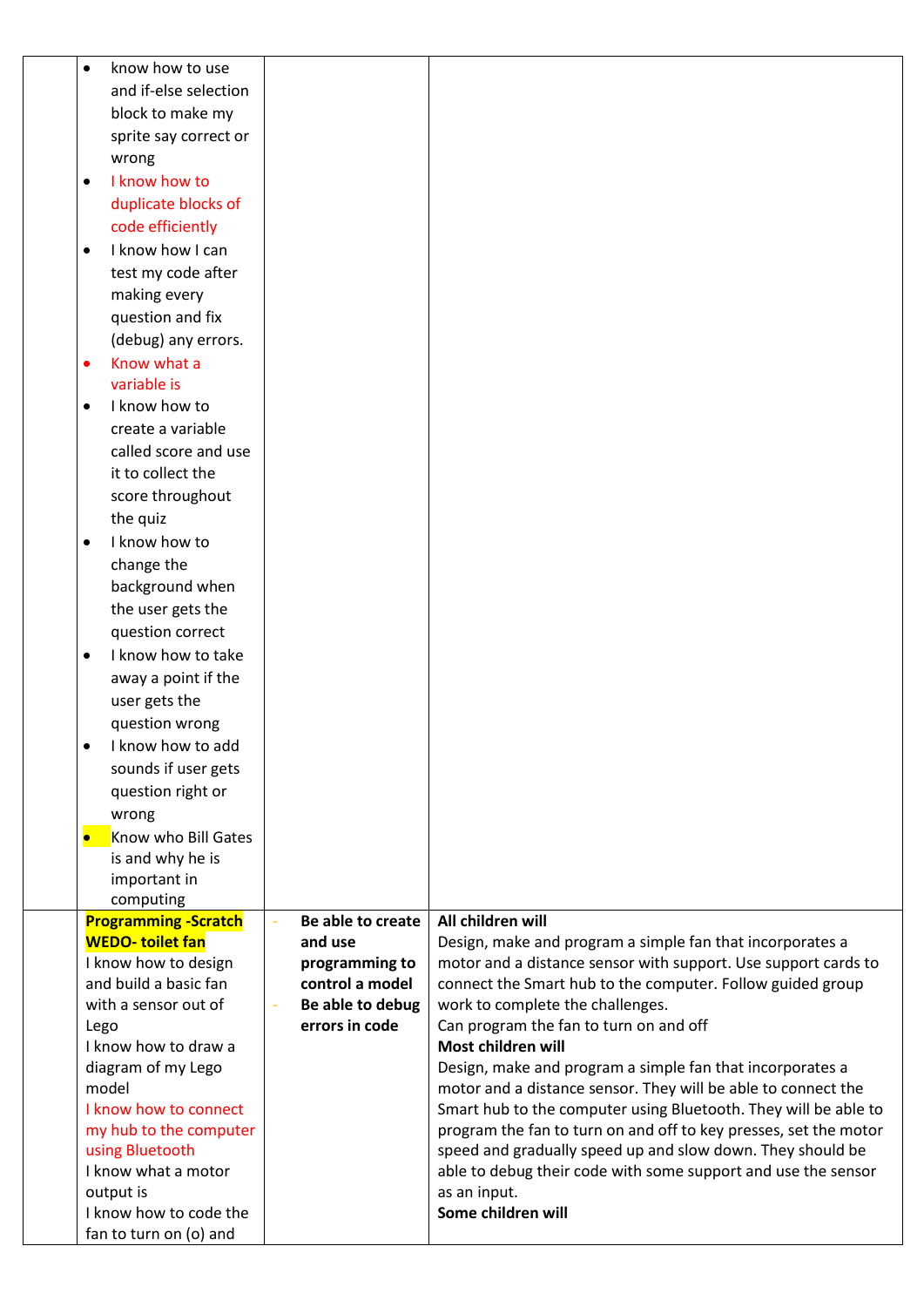|  |  |  |  |
|---|---|---|---|
|  | • know how to use and if-else selection block to make my sprite say correct or wrong<br>• I know how to duplicate blocks of code efficiently<br>• I know how I can test my code after making every question and fix (debug) any errors.<br>• Know what a variable is<br>• I know how to create a variable called score and use it to collect the score throughout the quiz<br>• I know how to change the background when the user gets the question correct<br>• I know how to take away a point if the user gets the question wrong<br>• I know how to add sounds if user gets question right or wrong<br>• Know who Bill Gates is and why he is important in computing |  |  |
|  | **Programming -Scratch WEDO- toilet fan**<br>I know how to design and build a basic fan with a sensor out of Lego<br>I know how to draw a diagram of my Lego model<br>I know how to connect my hub to the computer using Bluetooth<br>I know what a motor output is<br>I know how to code the fan to turn on (o) and | - **Be able to create and use programming to control a model**<br>- **Be able to debug errors in code** | **All children will**<br>Design, make and program a simple fan that incorporates a motor and a distance sensor with support. Use support cards to connect the Smart hub to the computer. Follow guided group work to complete the challenges.<br>Can program the fan to turn on and off<br>**Most children will**<br>Design, make and program a simple fan that incorporates a motor and a distance sensor. They will be able to connect the Smart hub to the computer using Bluetooth. They will be able to program the fan to turn on and off to key presses, set the motor speed and gradually speed up and slow down. They should be able to debug their code with some support and use the sensor as an input.<br>**Some children will** |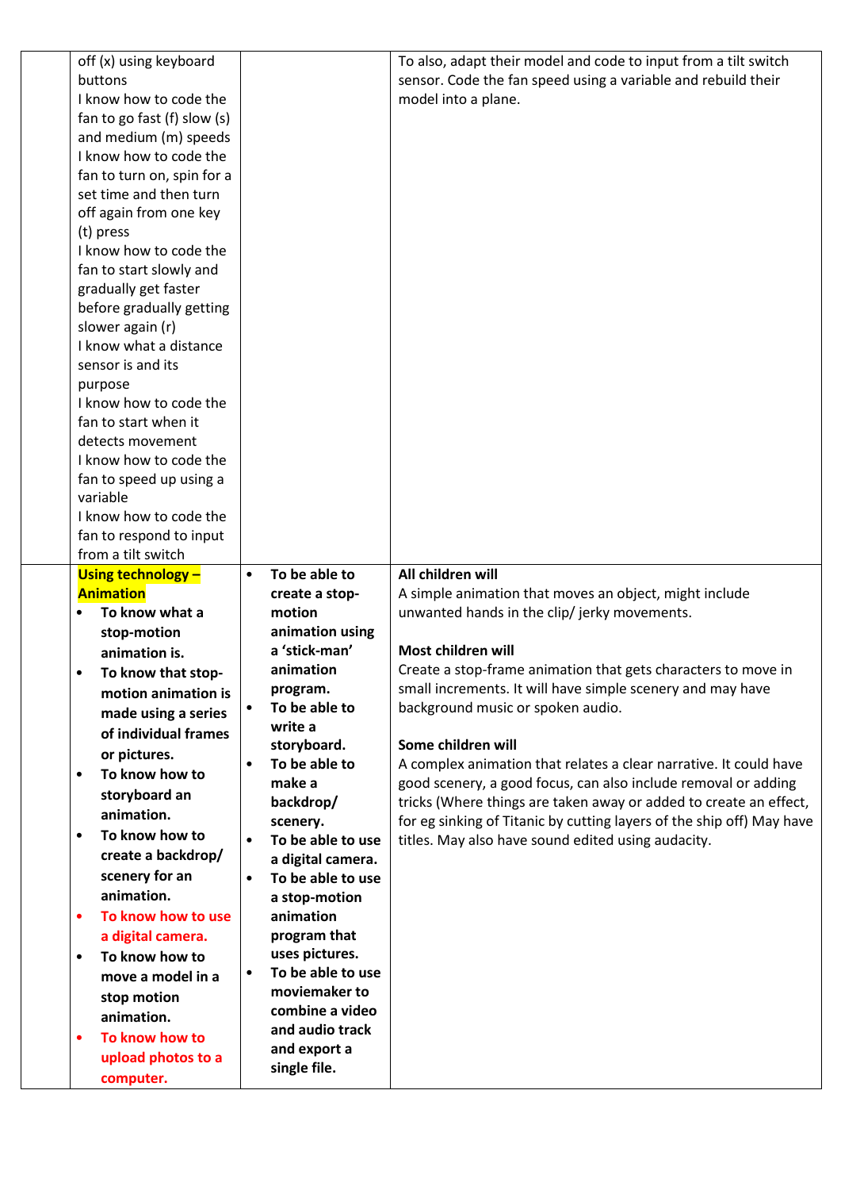| | | | |
|---|---|---|---|
| | off (x) using keyboard buttons<br>I know how to code the fan to go fast (f) slow (s) and medium (m) speeds<br>I know how to code the fan to turn on, spin for a set time and then turn off again from one key (t) press<br>I know how to code the fan to start slowly and gradually get faster before gradually getting slower again (r)<br>I know what a distance sensor is and its purpose<br>I know how to code the fan to start when it detects movement<br>I know how to code the fan to speed up using a variable<br>I know how to code the fan to respond to input from a tilt switch | | To also, adapt their model and code to input from a tilt switch sensor. Code the fan speed using a variable and rebuild their model into a plane. |
| | **Using technology – Animation**<br>• **To know what a stop-motion animation is.**<br>• **To know that stop-motion animation is made using a series of individual frames or pictures.**<br>• **To know how to storyboard an animation.**<br>• **To know how to create a backdrop/ scenery for an animation.**<br>• **To know how to use a digital camera.**<br>• **To know how to move a model in a stop motion animation.**<br>• **To know how to upload photos to a computer.** | • **To be able to create a stop-motion animation using a 'stick-man' animation program.**<br>• **To be able to write a storyboard.**<br>• **To be able to make a backdrop/ scenery.**<br>• **To be able to use a digital camera.**<br>• **To be able to use a stop-motion animation program that uses pictures.**<br>• **To be able to use moviemaker to combine a video and audio track and export a single file.** | **All children will**<br>A simple animation that moves an object, might include unwanted hands in the clip/ jerky movements.<br><br>**Most children will**<br>Create a stop-frame animation that gets characters to move in small increments. It will have simple scenery and may have background music or spoken audio.<br><br>**Some children will**<br>A complex animation that relates a clear narrative. It could have good scenery, a good focus, can also include removal or adding tricks (Where things are taken away or added to create an effect, for eg sinking of Titanic by cutting layers of the ship off) May have titles. May also have sound edited using audacity. |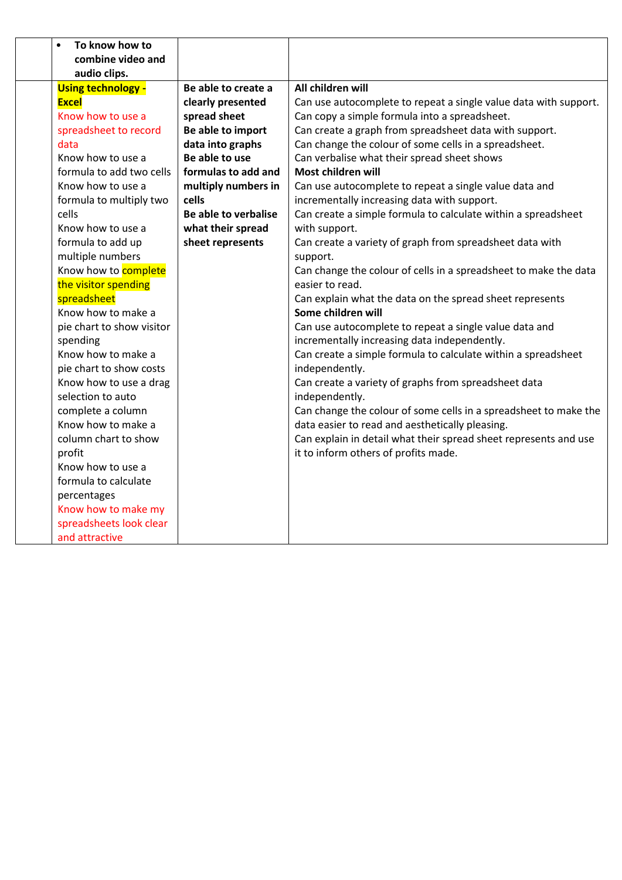| | | | |
|---|---|---|---|
| | • **To know how to combine video and audio clips.** | | |
| | **Using technology - Excel**<br>Know how to use a spreadsheet to record data<br>Know how to use a formula to add two cells<br>Know how to use a formula to multiply two cells<br>Know how to use a formula to add up multiple numbers<br>Know how to complete the visitor spending spreadsheet<br>Know how to make a pie chart to show visitor spending<br>Know how to make a pie chart to show costs<br>Know how to use a drag selection to auto complete a column<br>Know how to make a column chart to show profit<br>Know how to use a formula to calculate percentages<br>Know how to make my spreadsheets look clear and attractive | **Be able to create a clearly presented spread sheet**<br>**Be able to import data into graphs**<br>**Be able to use formulas to add and multiply numbers in cells**<br>**Be able to verbalise what their spread sheet represents** | **All children will**<br>Can use autocomplete to repeat a single value data with support.<br>Can copy a simple formula into a spreadsheet.<br>Can create a graph from spreadsheet data with support.<br>Can change the colour of some cells in a spreadsheet.<br>Can verbalise what their spread sheet shows<br>**Most children will**<br>Can use autocomplete to repeat a single value data and incrementally increasing data with support.<br>Can create a simple formula to calculate within a spreadsheet with support.<br>Can create a variety of graph from spreadsheet data with support.<br>Can change the colour of cells in a spreadsheet to make the data easier to read.<br>Can explain what the data on the spread sheet represents<br>**Some children will**<br>Can use autocomplete to repeat a single value data and incrementally increasing data independently.<br>Can create a simple formula to calculate within a spreadsheet independently.<br>Can create a variety of graphs from spreadsheet data independently.<br>Can change the colour of some cells in a spreadsheet to make the data easier to read and aesthetically pleasing.<br>Can explain in detail what their spread sheet represents and use it to inform others of profits made. |